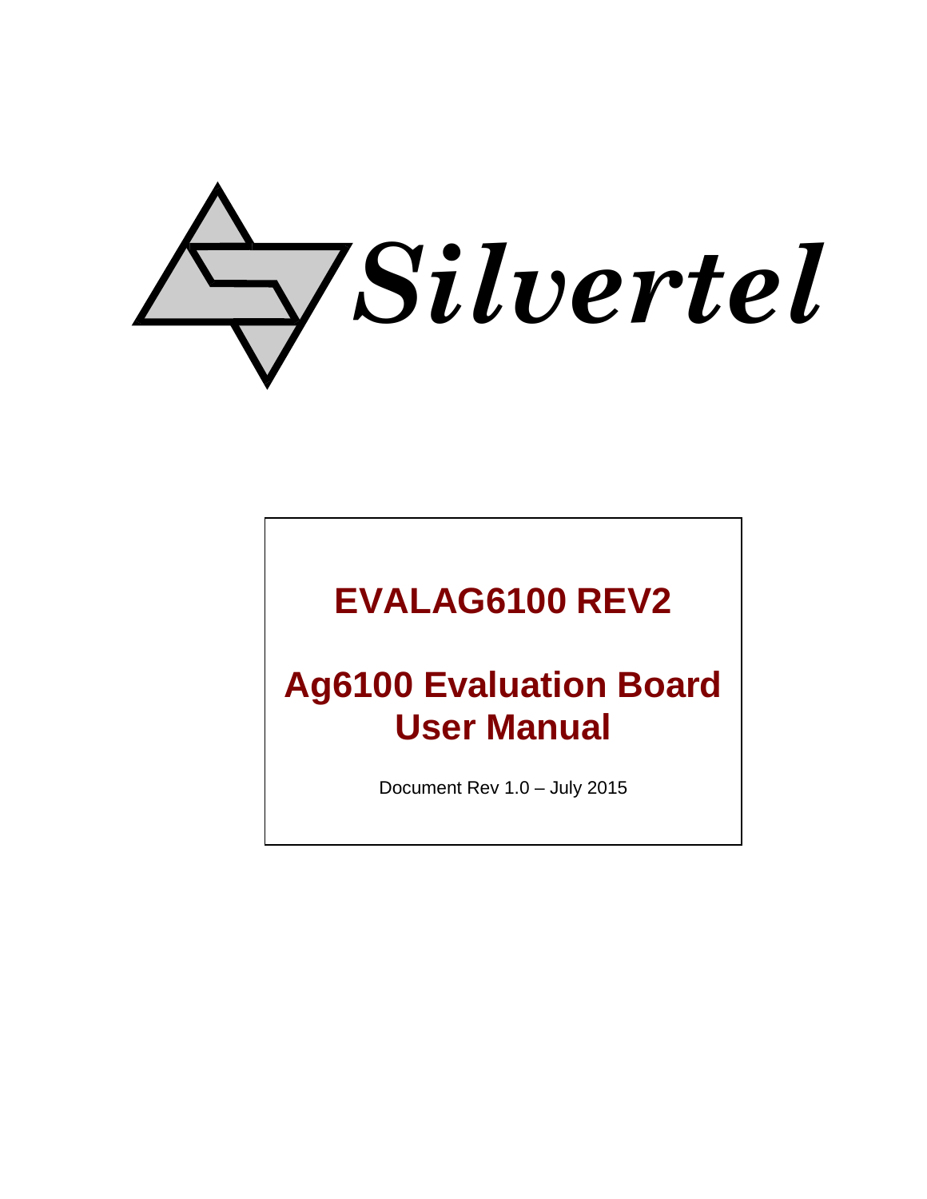Silvertel

# EVALAG6100 REV2

# Ag6100 Evaluation Board User Manual

Document Rev 1.0 – July 2015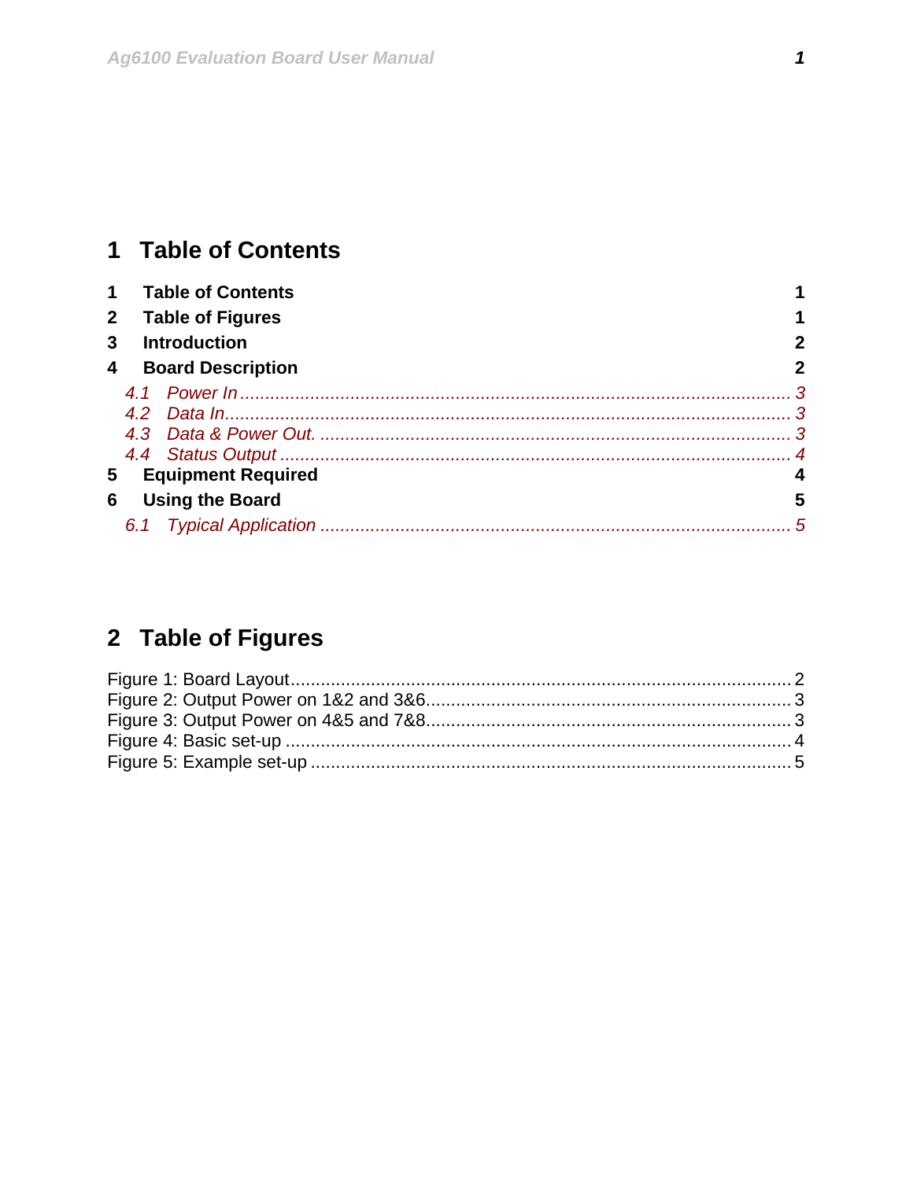# 1 Table of Contents

1 Table of Contents ........ 1
2 Table of Figures ........ 1
3 Introduction ........ 2
4 Board Description ........ 2
 4.1 Power In ........ 3
 4.2 Data In ........ 3
 4.3 Data & Power Out. ........ 3
 4.4 Status Output ........ 4
5 Equipment Required ........ 4
6 Using the Board ........ 5
 6.1 Typical Application ........ 5

# 2 Table of Figures

Figure 1: Board Layout ........ 2
Figure 2: Output Power on 1&2 and 3&6 ........ 3
Figure 3: Output Power on 4&5 and 7&8 ........ 3
Figure 4: Basic set-up ........ 4
Figure 5: Example set-up ........ 5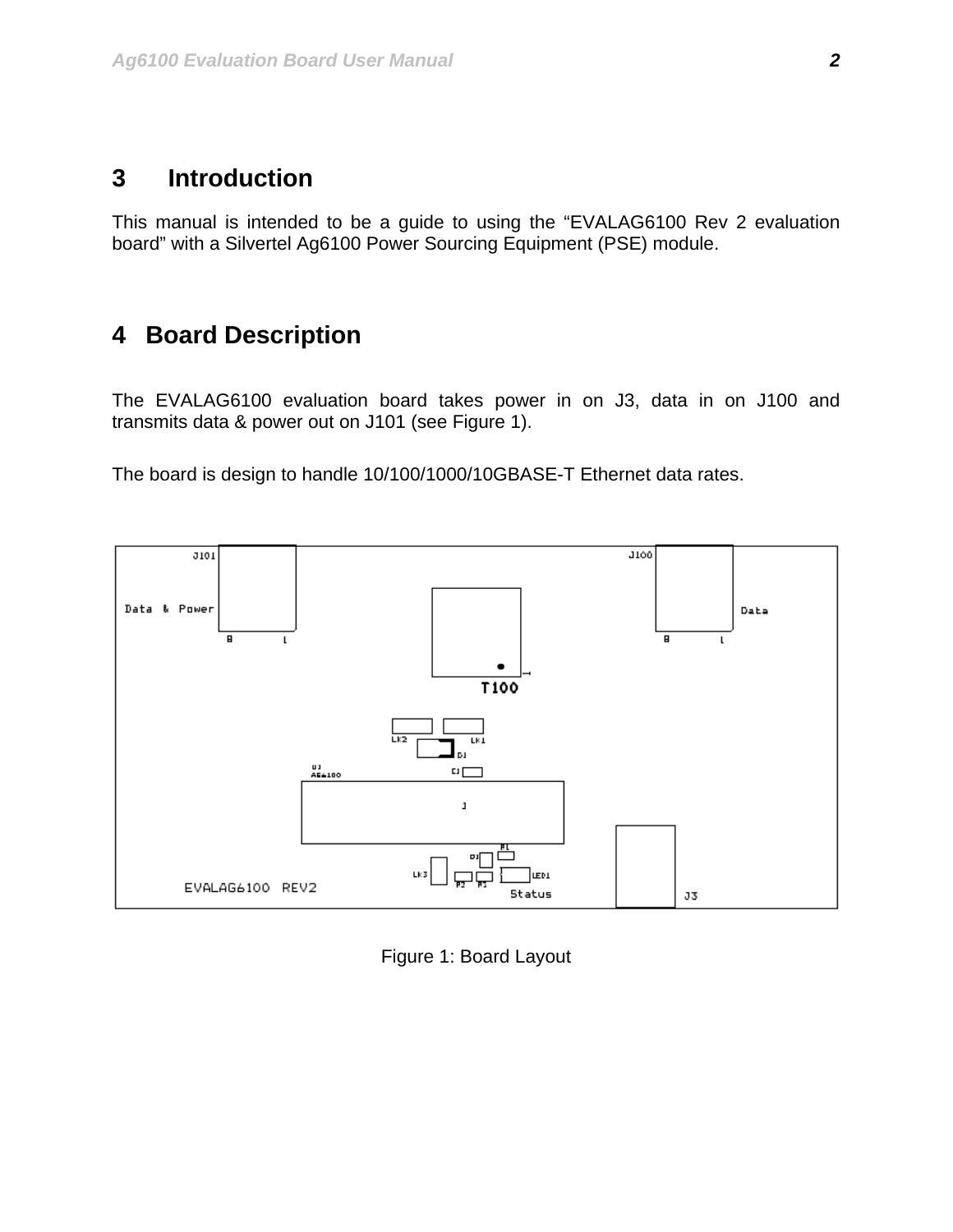# 3 Introduction

This manual is intended to be a guide to using the "EVALAG6100 Rev 2 evaluation board" with a Silvertel Ag6100 Power Sourcing Equipment (PSE) module.

# 4 Board Description

The EVALAG6100 evaluation board takes power in on J3, data in on J100 and transmits data & power out on J101 (see Figure 1).

The board is design to handle 10/100/1000/10GBASE-T Ethernet data rates.

Figure 1: Board Layout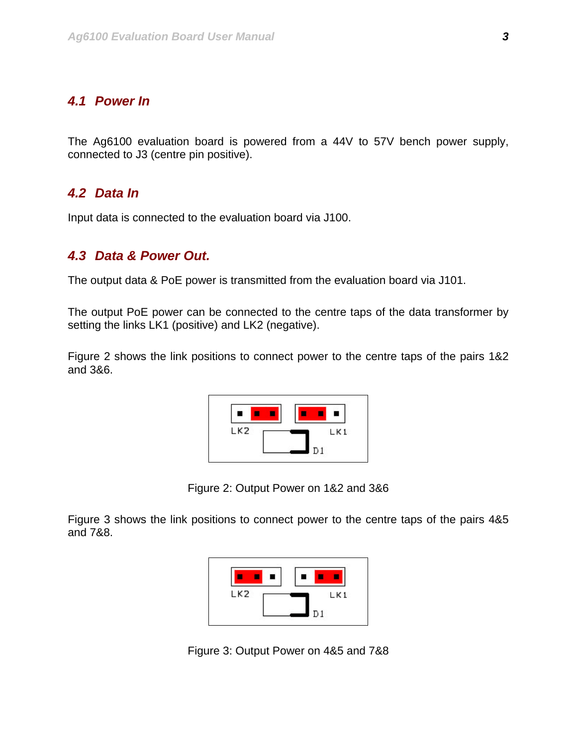## 4.1 Power In

The Ag6100 evaluation board is powered from a 44V to 57V bench power supply, connected to J3 (centre pin positive).

## 4.2 Data In

Input data is connected to the evaluation board via J100.

## 4.3 Data & Power Out.

The output data & PoE power is transmitted from the evaluation board via J101.

The output PoE power can be connected to the centre taps of the data transformer by setting the links LK1 (positive) and LK2 (negative).

Figure 2 shows the link positions to connect power to the centre taps of the pairs 1&2 and 3&6.

Figure 2: Output Power on 1&2 and 3&6

Figure 3 shows the link positions to connect power to the centre taps of the pairs 4&5 and 7&8.

Figure 3: Output Power on 4&5 and 7&8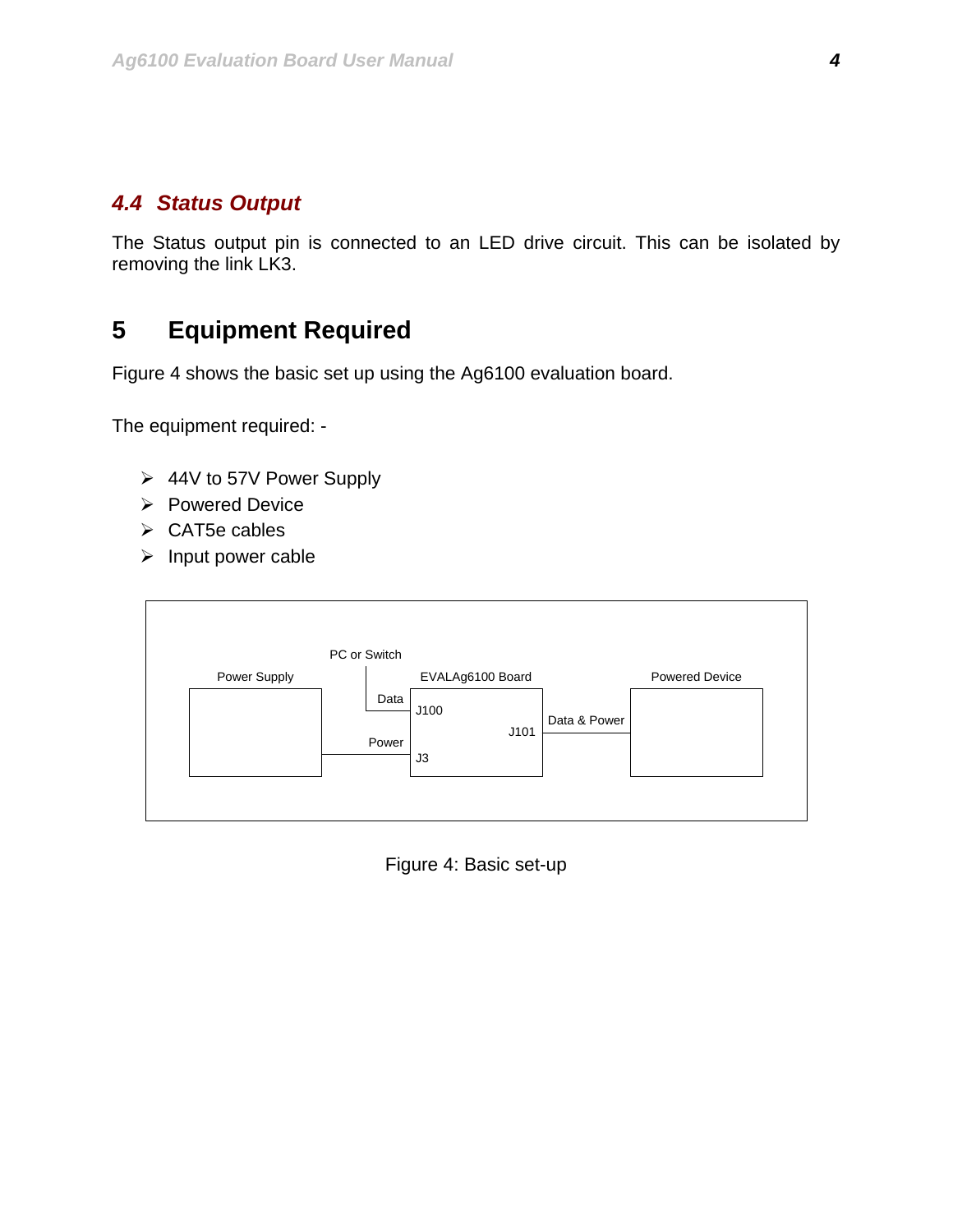### 4.4 Status Output

The Status output pin is connected to an LED drive circuit. This can be isolated by removing the link LK3.

# 5 Equipment Required

Figure 4 shows the basic set up using the Ag6100 evaluation board.

The equipment required: -

- 44V to 57V Power Supply
- Powered Device
- CAT5e cables
- Input power cable

Figure 4: Basic set-up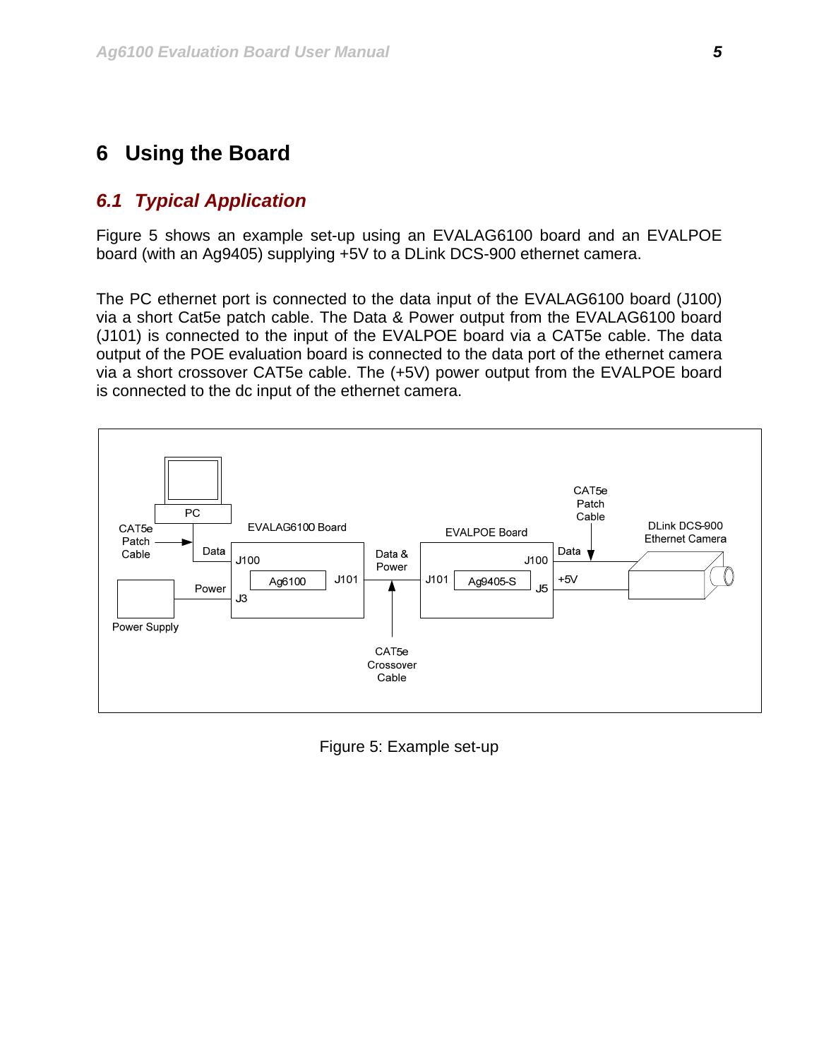# 6 Using the Board

## *6.1 Typical Application*

Figure 5 shows an example set-up using an EVALAG6100 board and an EVALPOE board (with an Ag9405) supplying +5V to a DLink DCS-900 ethernet camera.

The PC ethernet port is connected to the data input of the EVALAG6100 board (J100) via a short Cat5e patch cable. The Data & Power output from the EVALAG6100 board (J101) is connected to the input of the EVALPOE board via a CAT5e cable. The data output of the POE evaluation board is connected to the data port of the ethernet camera via a short crossover CAT5e cable. The (+5V) power output from the EVALPOE board is connected to the dc input of the ethernet camera.

PC
CAT5e Patch Cable
Data
Power
Power Supply
EVALAG6100 Board
J100
Ag6100
J101
J3
Data & Power
CAT5e Crossover Cable
EVALPOE Board
J101
Ag9405-S
J100
J5
Data
+5V
CAT5e Patch Cable
DLink DCS-900 Ethernet Camera

Figure 5: Example set-up